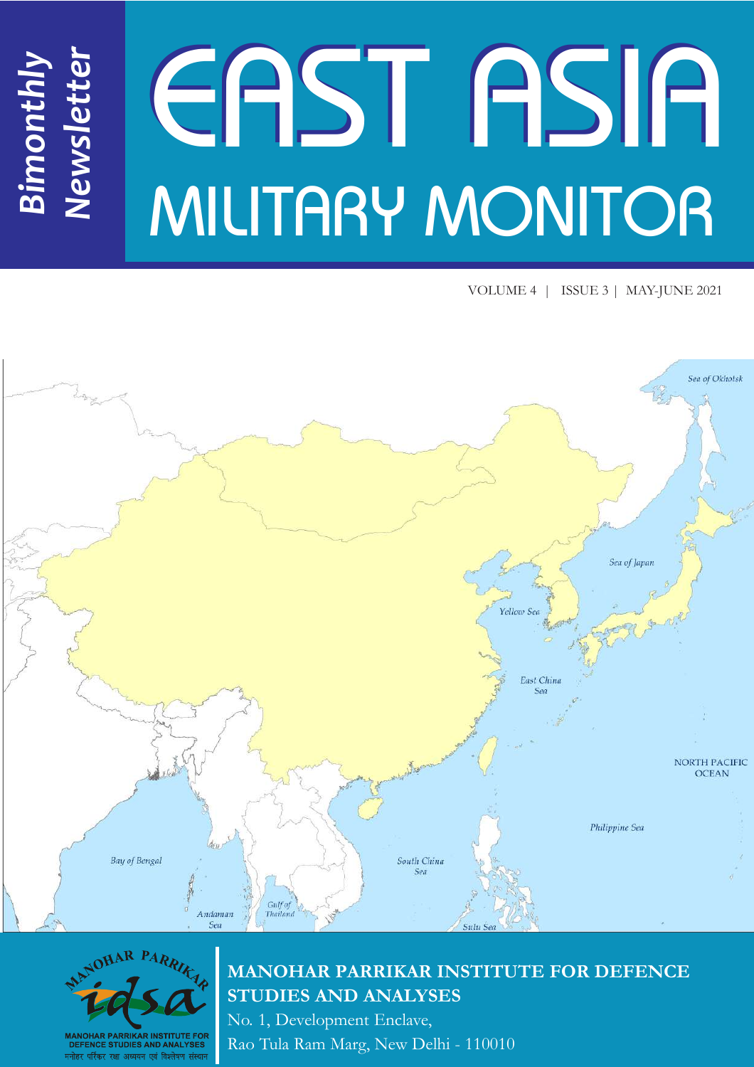*Bimonthly Newsletter*

# EAST ASIA MILITARY MONITOR

VOLUME 4 | ISSUE 3 | MAY-JUNE 2021

Sea of Okhotsk
Sea of Japan
Yellow Sea
East China Sea
NORTH PACIFIC OCEAN
Philippine Sea
South China Sea
Bay of Bengal
Andaman Sea
Gulf of Thailand
Sulu Sea

MANOHAR PARRIKAR
idsa
MANOHAR PARRIKAR INSTITUTE FOR DEFENCE STUDIES AND ANALYSES
मनोहर पर्रिकर रक्षा अध्ययन एवं विश्लेषण संस्थान

**MANOHAR PARRIKAR INSTITUTE FOR DEFENCE STUDIES AND ANALYSES**

No. 1, Development Enclave,
Rao Tula Ram Marg, New Delhi - 110010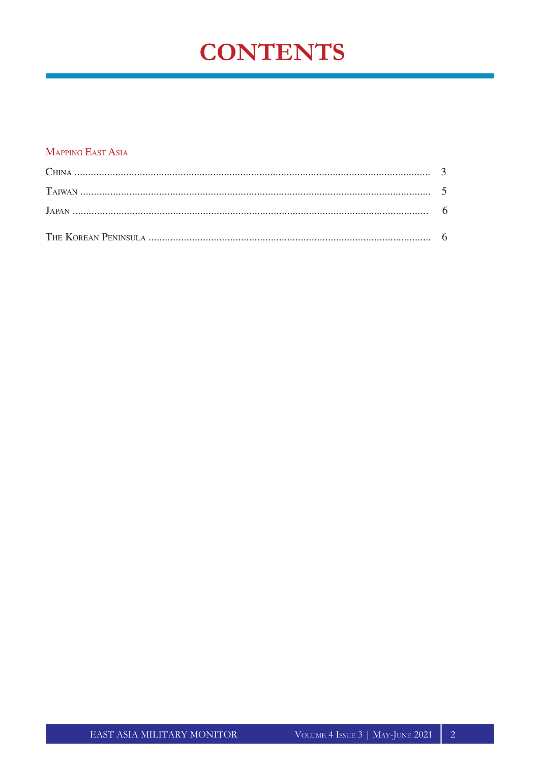# CONTENTS

## Mapping East Asia

China ........................................................................................................................ 3

Taiwan ........................................................................................................................ 5

Japan ........................................................................................................................ 6

The Korean Peninsula ........................................................................................................................ 6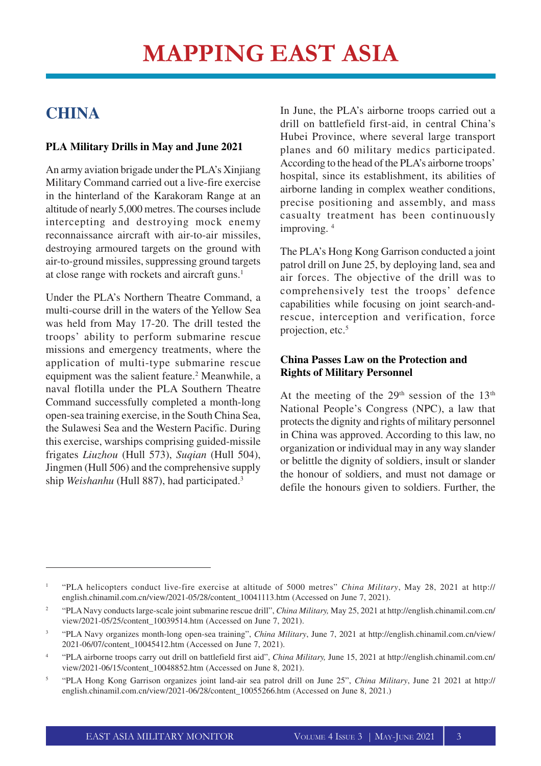# MAPPING EAST ASIA

## CHINA

### PLA Military Drills in May and June 2021

An army aviation brigade under the PLA's Xinjiang Military Command carried out a live-fire exercise in the hinterland of the Karakoram Range at an altitude of nearly 5,000 metres. The courses include intercepting and destroying mock enemy reconnaissance aircraft with air-to-air missiles, destroying armoured targets on the ground with air-to-ground missiles, suppressing ground targets at close range with rockets and aircraft guns.[1]

Under the PLA's Northern Theatre Command, a multi-course drill in the waters of the Yellow Sea was held from May 17-20. The drill tested the troops' ability to perform submarine rescue missions and emergency treatments, where the application of multi-type submarine rescue equipment was the salient feature.[2] Meanwhile, a naval flotilla under the PLA Southern Theatre Command successfully completed a month-long open-sea training exercise, in the South China Sea, the Sulawesi Sea and the Western Pacific. During this exercise, warships comprising guided-missile frigates *Liuzhou* (Hull 573), *Suqian* (Hull 504), Jingmen (Hull 506) and the comprehensive supply ship *Weishanhu* (Hull 887), had participated.[3]

In June, the PLA's airborne troops carried out a drill on battlefield first-aid, in central China's Hubei Province, where several large transport planes and 60 military medics participated. According to the head of the PLA's airborne troops' hospital, since its establishment, its abilities of airborne landing in complex weather conditions, precise positioning and assembly, and mass casualty treatment has been continuously improving.[4]

The PLA's Hong Kong Garrison conducted a joint patrol drill on June 25, by deploying land, sea and air forces. The objective of the drill was to comprehensively test the troops' defence capabilities while focusing on joint search-and-rescue, interception and verification, force projection, etc.[5]

### China Passes Law on the Protection and Rights of Military Personnel

At the meeting of the 29th session of the 13th National People's Congress (NPC), a law that protects the dignity and rights of military personnel in China was approved. According to this law, no organization or individual may in any way slander or belittle the dignity of soldiers, insult or slander the honour of soldiers, and must not damage or defile the honours given to soldiers. Further, the

---

1. "PLA helicopters conduct live-fire exercise at altitude of 5000 metres" *China Military*, May 28, 2021 at http://english.chinamil.com.cn/view/2021-05/28/content_10041113.htm (Accessed on June 7, 2021).
2. "PLA Navy conducts large-scale joint submarine rescue drill", *China Military,* May 25, 2021 at http://english.chinamil.com.cn/view/2021-05/25/content_10039514.htm (Accessed on June 7, 2021).
3. "PLA Navy organizes month-long open-sea training", *China Military*, June 7, 2021 at http://english.chinamil.com.cn/view/2021-06/07/content_10045412.htm (Accessed on June 7, 2021).
4. "PLA airborne troops carry out drill on battlefield first aid", *China Military,* June 15, 2021 at http://english.chinamil.com.cn/view/2021-06/15/content_10048852.htm (Accessed on June 8, 2021).
5. "PLA Hong Kong Garrison organizes joint land-air sea patrol drill on June 25", *China Military*, June 21 2021 at http://english.chinamil.com.cn/view/2021-06/28/content_10055266.htm (Accessed on June 8, 2021.)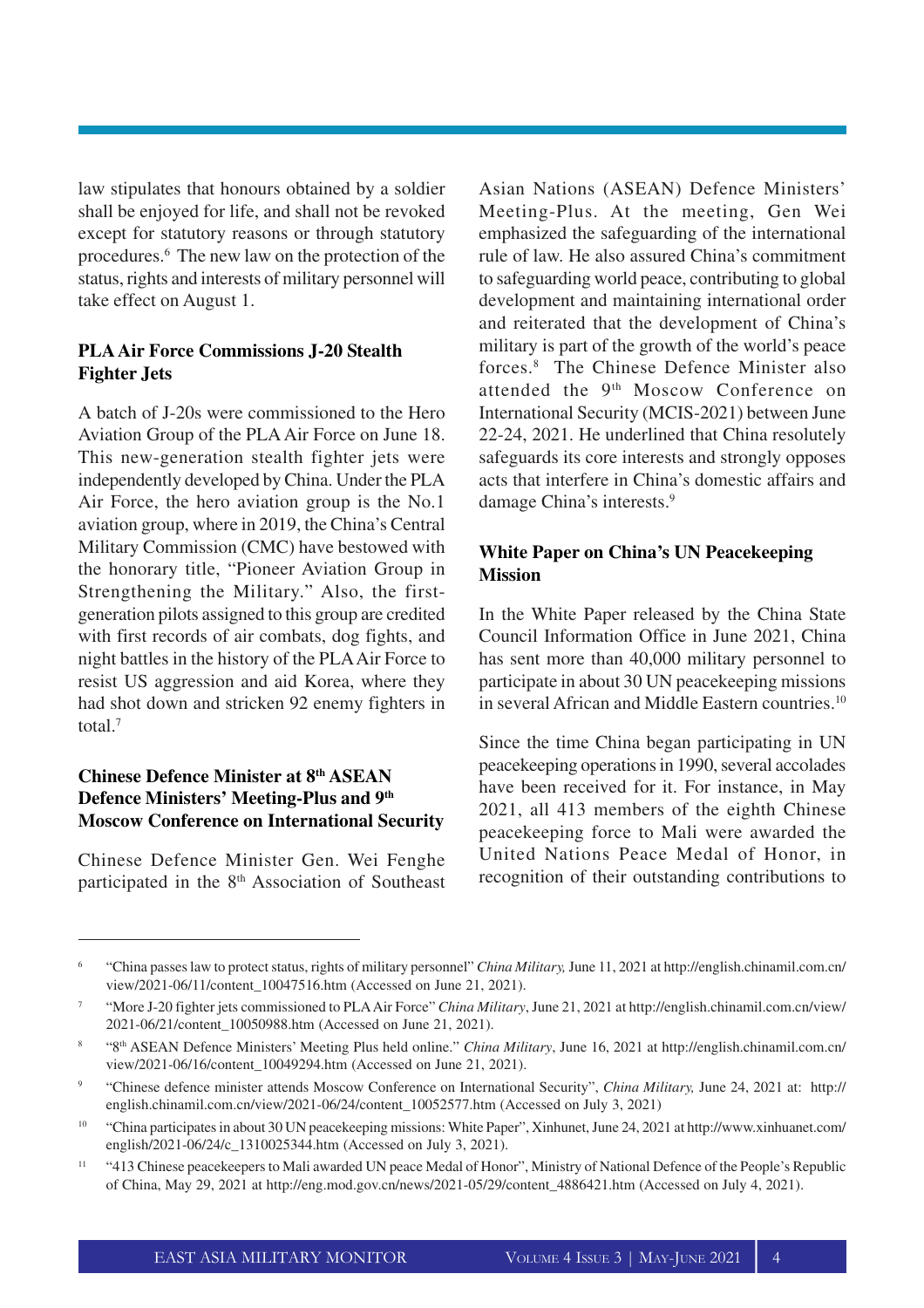law stipulates that honours obtained by a soldier shall be enjoyed for life, and shall not be revoked except for statutory reasons or through statutory procedures.[6] The new law on the protection of the status, rights and interests of military personnel will take effect on August 1.

### PLA Air Force Commissions J-20 Stealth Fighter Jets

A batch of J-20s were commissioned to the Hero Aviation Group of the PLA Air Force on June 18. This new-generation stealth fighter jets were independently developed by China. Under the PLA Air Force, the hero aviation group is the No.1 aviation group, where in 2019, the China's Central Military Commission (CMC) have bestowed with the honorary title, "Pioneer Aviation Group in Strengthening the Military." Also, the first-generation pilots assigned to this group are credited with first records of air combats, dog fights, and night battles in the history of the PLA Air Force to resist US aggression and aid Korea, where they had shot down and stricken 92 enemy fighters in total.[7]

### Chinese Defence Minister at 8th ASEAN Defence Ministers' Meeting-Plus and 9th Moscow Conference on International Security

Chinese Defence Minister Gen. Wei Fenghe participated in the 8th Association of Southeast Asian Nations (ASEAN) Defence Ministers' Meeting-Plus. At the meeting, Gen Wei emphasized the safeguarding of the international rule of law. He also assured China's commitment to safeguarding world peace, contributing to global development and maintaining international order and reiterated that the development of China's military is part of the growth of the world's peace forces.[8] The Chinese Defence Minister also attended the 9th Moscow Conference on International Security (MCIS-2021) between June 22-24, 2021. He underlined that China resolutely safeguards its core interests and strongly opposes acts that interfere in China's domestic affairs and damage China's interests.[9]

### White Paper on China's UN Peacekeeping Mission

In the White Paper released by the China State Council Information Office in June 2021, China has sent more than 40,000 military personnel to participate in about 30 UN peacekeeping missions in several African and Middle Eastern countries.[10]

Since the time China began participating in UN peacekeeping operations in 1990, several accolades have been received for it. For instance, in May 2021, all 413 members of the eighth Chinese peacekeeping force to Mali were awarded the United Nations Peace Medal of Honor, in recognition of their outstanding contributions to

---

[6] "China passes law to protect status, rights of military personnel" *China Military,* June 11, 2021 at http://english.chinamil.com.cn/view/2021-06/11/content_10047516.htm (Accessed on June 21, 2021).

[7] "More J-20 fighter jets commissioned to PLA Air Force" *China Military*, June 21, 2021 at http://english.chinamil.com.cn/view/2021-06/21/content_10050988.htm (Accessed on June 21, 2021).

[8] "8th ASEAN Defence Ministers' Meeting Plus held online." *China Military*, June 16, 2021 at http://english.chinamil.com.cn/view/2021-06/16/content_10049294.htm (Accessed on June 21, 2021).

[9] "Chinese defence minister attends Moscow Conference on International Security", *China Military,* June 24, 2021 at: http://english.chinamil.com.cn/view/2021-06/24/content_10052577.htm (Accessed on July 3, 2021)

[10] "China participates in about 30 UN peacekeeping missions: White Paper", Xinhunet, June 24, 2021 at http://www.xinhuanet.com/english/2021-06/24/c_1310025344.htm (Accessed on July 3, 2021).

[11] "413 Chinese peacekeepers to Mali awarded UN peace Medal of Honor", Ministry of National Defence of the People's Republic of China, May 29, 2021 at http://eng.mod.gov.cn/news/2021-05/29/content_4886421.htm (Accessed on July 4, 2021).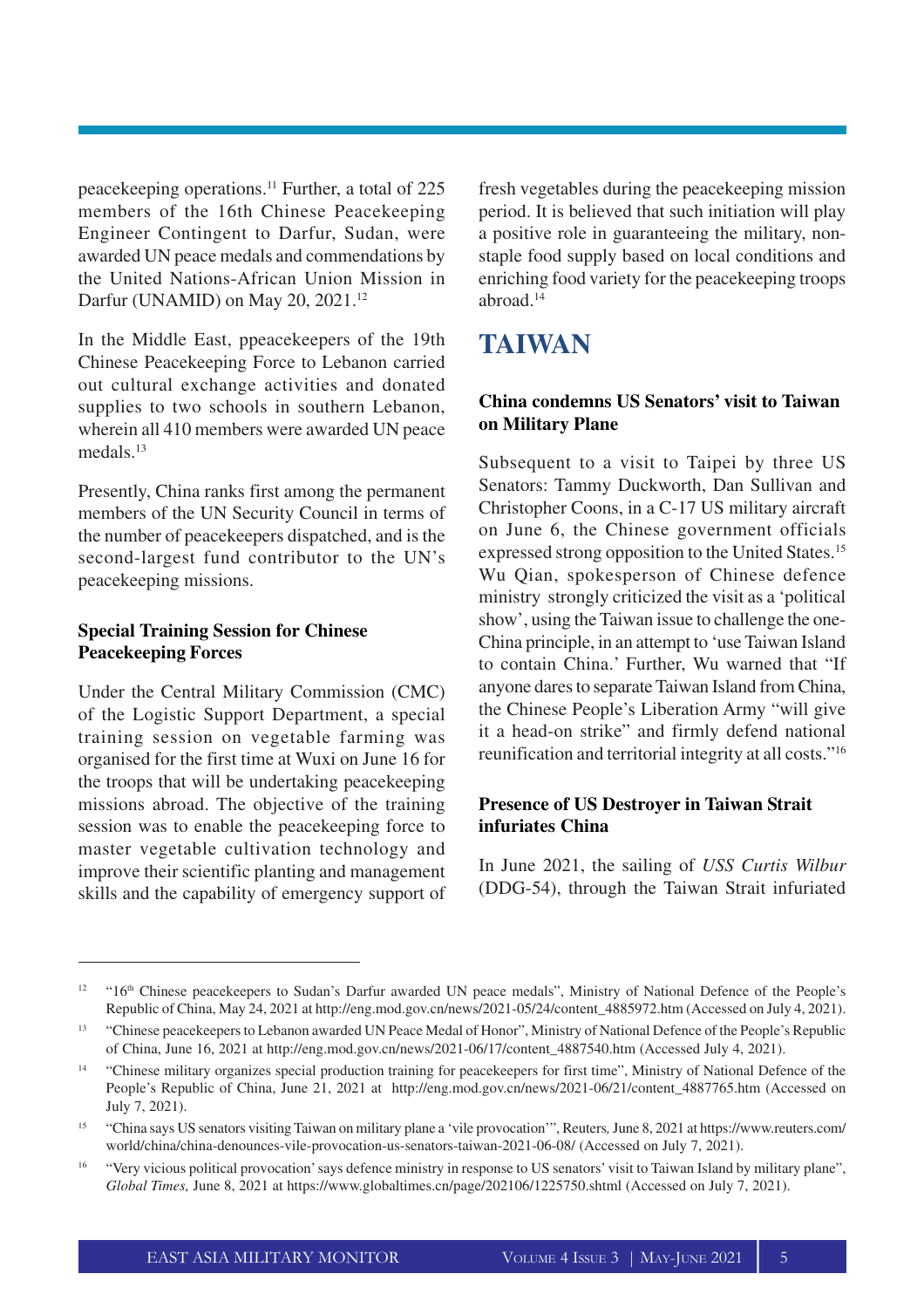peacekeeping operations.[11] Further, a total of 225 members of the 16th Chinese Peacekeeping Engineer Contingent to Darfur, Sudan, were awarded UN peace medals and commendations by the United Nations-African Union Mission in Darfur (UNAMID) on May 20, 2021.[12]

In the Middle East, ppeacekeepers of the 19th Chinese Peacekeeping Force to Lebanon carried out cultural exchange activities and donated supplies to two schools in southern Lebanon, wherein all 410 members were awarded UN peace medals.[13]

Presently, China ranks first among the permanent members of the UN Security Council in terms of the number of peacekeepers dispatched, and is the second-largest fund contributor to the UN's peacekeeping missions.

### Special Training Session for Chinese Peacekeeping Forces

Under the Central Military Commission (CMC) of the Logistic Support Department, a special training session on vegetable farming was organised for the first time at Wuxi on June 16 for the troops that will be undertaking peacekeeping missions abroad. The objective of the training session was to enable the peacekeeping force to master vegetable cultivation technology and improve their scientific planting and management skills and the capability of emergency support of fresh vegetables during the peacekeeping mission period. It is believed that such initiation will play a positive role in guaranteeing the military, non-staple food supply based on local conditions and enriching food variety for the peacekeeping troops abroad.[14]

## TAIWAN

### China condemns US Senators' visit to Taiwan on Military Plane

Subsequent to a visit to Taipei by three US Senators: Tammy Duckworth, Dan Sullivan and Christopher Coons, in a C-17 US military aircraft on June 6, the Chinese government officials expressed strong opposition to the United States.[15] Wu Qian, spokesperson of Chinese defence ministry strongly criticized the visit as a 'political show', using the Taiwan issue to challenge the one-China principle, in an attempt to 'use Taiwan Island to contain China.' Further, Wu warned that "If anyone dares to separate Taiwan Island from China, the Chinese People's Liberation Army "will give it a head-on strike" and firmly defend national reunification and territorial integrity at all costs."[16]

### Presence of US Destroyer in Taiwan Strait infuriates China

In June 2021, the sailing of *USS Curtis Wilbur* (DDG-54), through the Taiwan Strait infuriated

---

[12] "16th Chinese peacekeepers to Sudan's Darfur awarded UN peace medals", Ministry of National Defence of the People's Republic of China, May 24, 2021 at http://eng.mod.gov.cn/news/2021-05/24/content_4885972.htm (Accessed on July 4, 2021).

[13] "Chinese peacekeepers to Lebanon awarded UN Peace Medal of Honor", Ministry of National Defence of the People's Republic of China, June 16, 2021 at http://eng.mod.gov.cn/news/2021-06/17/content_4887540.htm (Accessed July 4, 2021).

[14] "Chinese military organizes special production training for peacekeepers for first time", Ministry of National Defence of the People's Republic of China, June 21, 2021 at http://eng.mod.gov.cn/news/2021-06/21/content_4887765.htm (Accessed on July 7, 2021).

[15] "China says US senators visiting Taiwan on military plane a 'vile provocation'", Reuters, June 8, 2021 at https://www.reuters.com/world/china/china-denounces-vile-provocation-us-senators-taiwan-2021-06-08/ (Accessed on July 7, 2021).

[16] "Very vicious political provocation' says defence ministry in response to US senators' visit to Taiwan Island by military plane", *Global Times,* June 8, 2021 at https://www.globaltimes.cn/page/202106/1225750.shtml (Accessed on July 7, 2021).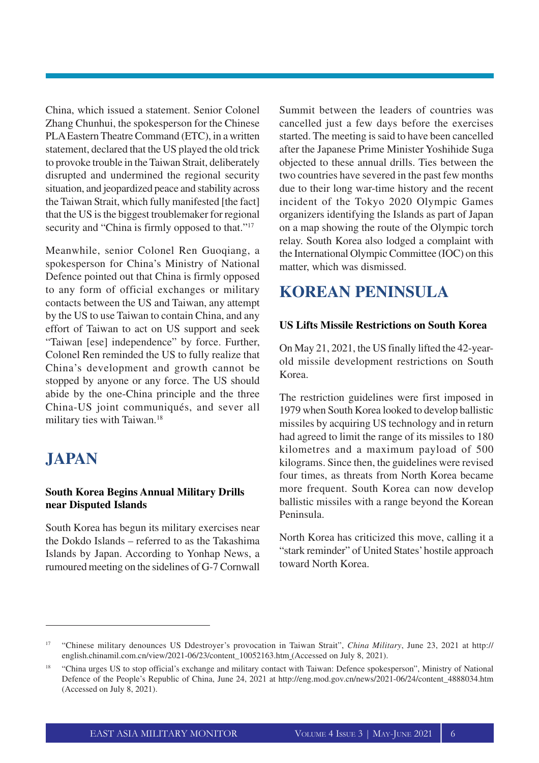China, which issued a statement. Senior Colonel Zhang Chunhui, the spokesperson for the Chinese PLA Eastern Theatre Command (ETC), in a written statement, declared that the US played the old trick to provoke trouble in the Taiwan Strait, deliberately disrupted and undermined the regional security situation, and jeopardized peace and stability across the Taiwan Strait, which fully manifested [the fact] that the US is the biggest troublemaker for regional security and "China is firmly opposed to that."[17]

Meanwhile, senior Colonel Ren Guoqiang, a spokesperson for China's Ministry of National Defence pointed out that China is firmly opposed to any form of official exchanges or military contacts between the US and Taiwan, any attempt by the US to use Taiwan to contain China, and any effort of Taiwan to act on US support and seek "Taiwan [ese] independence" by force. Further, Colonel Ren reminded the US to fully realize that China's development and growth cannot be stopped by anyone or any force. The US should abide by the one-China principle and the three China-US joint communiqués, and sever all military ties with Taiwan.[18]

# JAPAN

### South Korea Begins Annual Military Drills near Disputed Islands

South Korea has begun its military exercises near the Dokdo Islands – referred to as the Takashima Islands by Japan. According to Yonhap News, a rumoured meeting on the sidelines of G-7 Cornwall Summit between the leaders of countries was cancelled just a few days before the exercises started. The meeting is said to have been cancelled after the Japanese Prime Minister Yoshihide Suga objected to these annual drills. Ties between the two countries have severed in the past few months due to their long war-time history and the recent incident of the Tokyo 2020 Olympic Games organizers identifying the Islands as part of Japan on a map showing the route of the Olympic torch relay. South Korea also lodged a complaint with the International Olympic Committee (IOC) on this matter, which was dismissed.

# KOREAN PENINSULA

### US Lifts Missile Restrictions on South Korea

On May 21, 2021, the US finally lifted the 42-year-old missile development restrictions on South Korea.

The restriction guidelines were first imposed in 1979 when South Korea looked to develop ballistic missiles by acquiring US technology and in return had agreed to limit the range of its missiles to 180 kilometres and a maximum payload of 500 kilograms. Since then, the guidelines were revised four times, as threats from North Korea became more frequent. South Korea can now develop ballistic missiles with a range beyond the Korean Peninsula.

North Korea has criticized this move, calling it a "stark reminder" of United States' hostile approach toward North Korea.

---

[17] "Chinese military denounces US Ddestroyer's provocation in Taiwan Strait", *China Military*, June 23, 2021 at http://english.chinamil.com.cn/view/2021-06/23/content_10052163.htm (Accessed on July 8, 2021).

[18] "China urges US to stop official's exchange and military contact with Taiwan: Defence spokesperson", Ministry of National Defence of the People's Republic of China, June 24, 2021 at http://eng.mod.gov.cn/news/2021-06/24/content_4888034.htm (Accessed on July 8, 2021).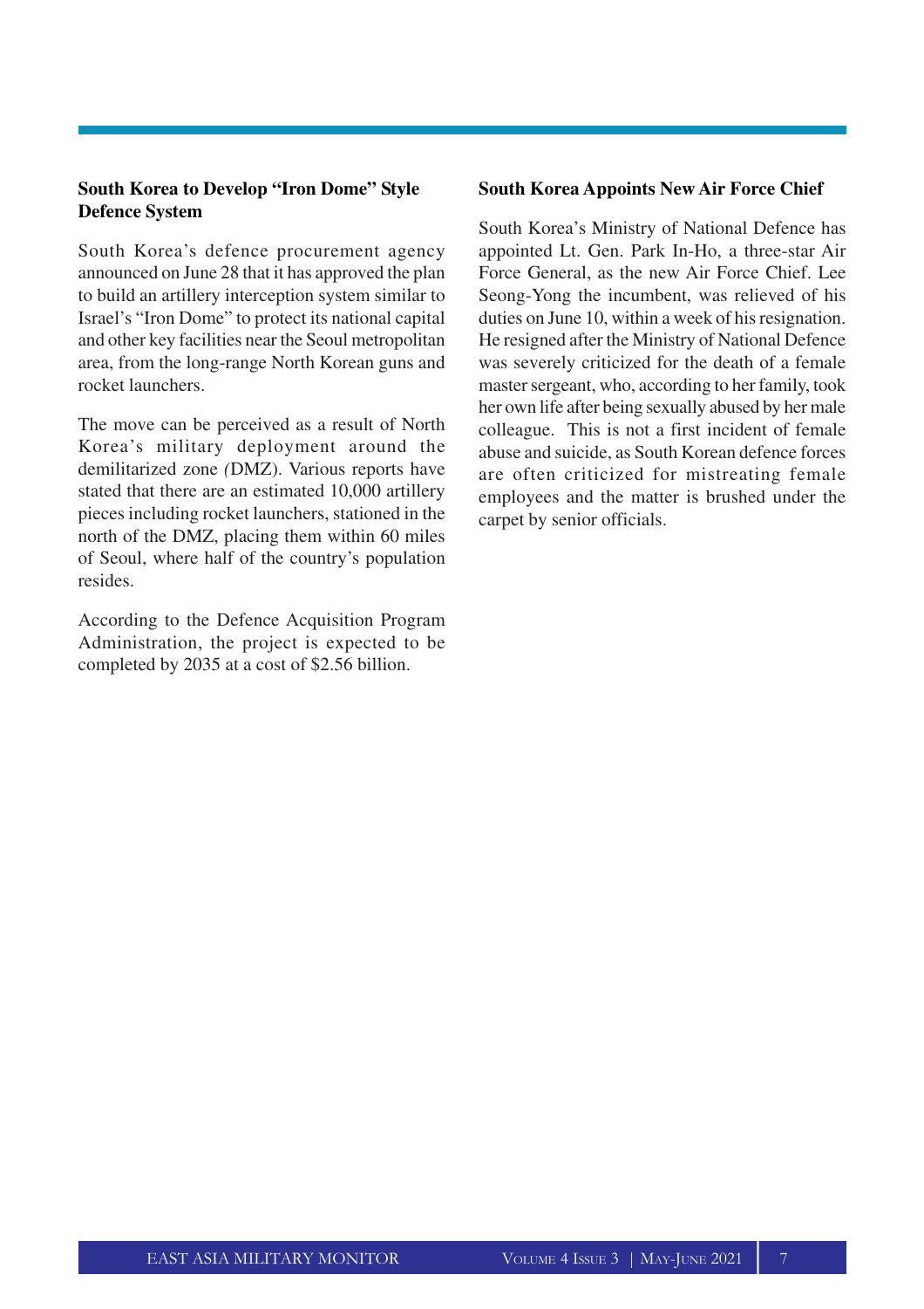## South Korea to Develop "Iron Dome" Style Defence System

South Korea's defence procurement agency announced on June 28 that it has approved the plan to build an artillery interception system similar to Israel's "Iron Dome" to protect its national capital and other key facilities near the Seoul metropolitan area, from the long-range North Korean guns and rocket launchers.

The move can be perceived as a result of North Korea's military deployment around the demilitarized zone (DMZ). Various reports have stated that there are an estimated 10,000 artillery pieces including rocket launchers, stationed in the north of the DMZ, placing them within 60 miles of Seoul, where half of the country's population resides.

According to the Defence Acquisition Program Administration, the project is expected to be completed by 2035 at a cost of $2.56 billion.

## South Korea Appoints New Air Force Chief

South Korea's Ministry of National Defence has appointed Lt. Gen. Park In-Ho, a three-star Air Force General, as the new Air Force Chief. Lee Seong-Yong the incumbent, was relieved of his duties on June 10, within a week of his resignation. He resigned after the Ministry of National Defence was severely criticized for the death of a female master sergeant, who, according to her family, took her own life after being sexually abused by her male colleague. This is not a first incident of female abuse and suicide, as South Korean defence forces are often criticized for mistreating female employees and the matter is brushed under the carpet by senior officials.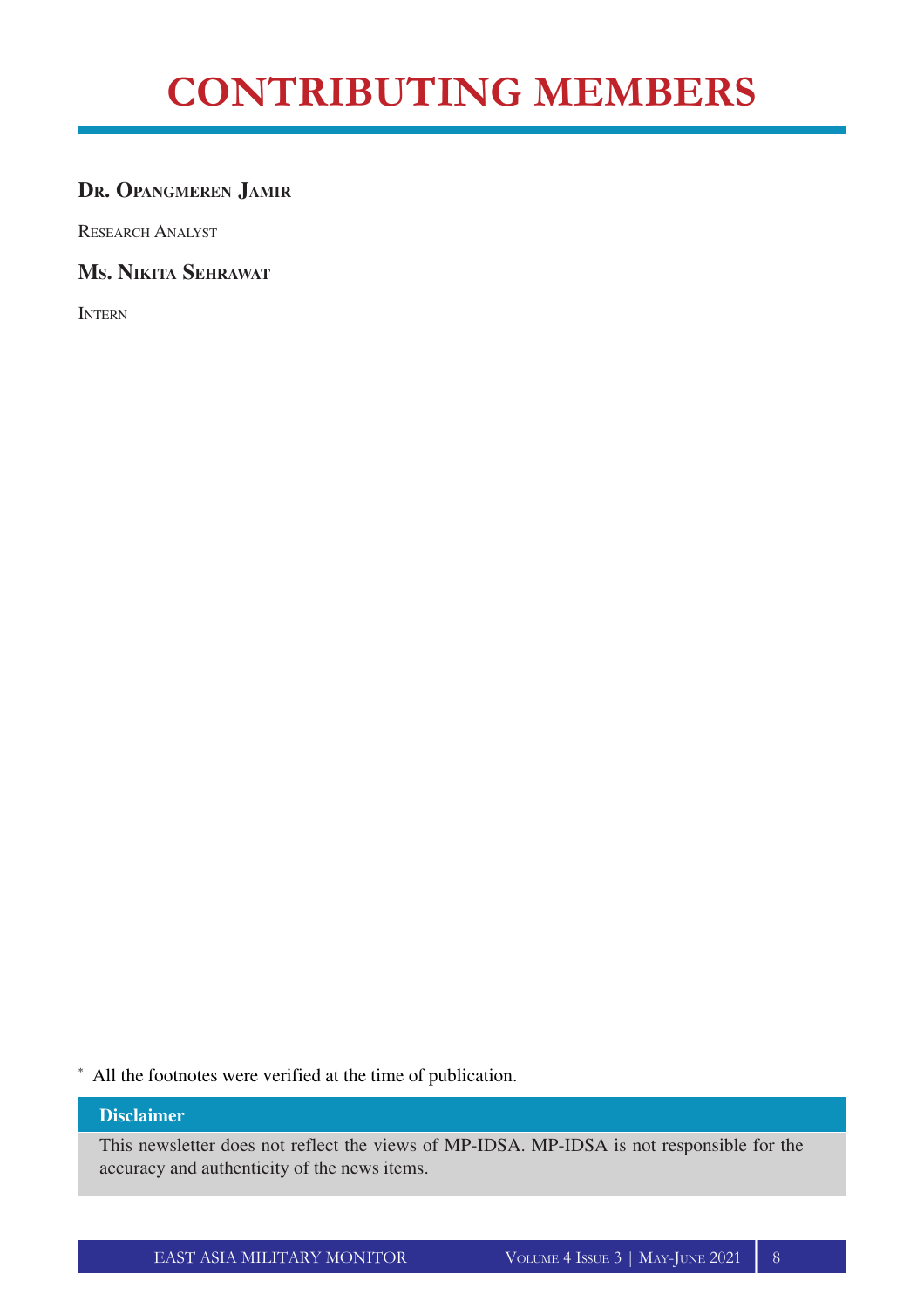# CONTRIBUTING MEMBERS

**Dr. Opangmeren Jamir**

Research Analyst

**Ms. Nikita Sehrawat**

Intern

* All the footnotes were verified at the time of publication.

**Disclaimer**

This newsletter does not reflect the views of MP-IDSA. MP-IDSA is not responsible for the accuracy and authenticity of the news items.